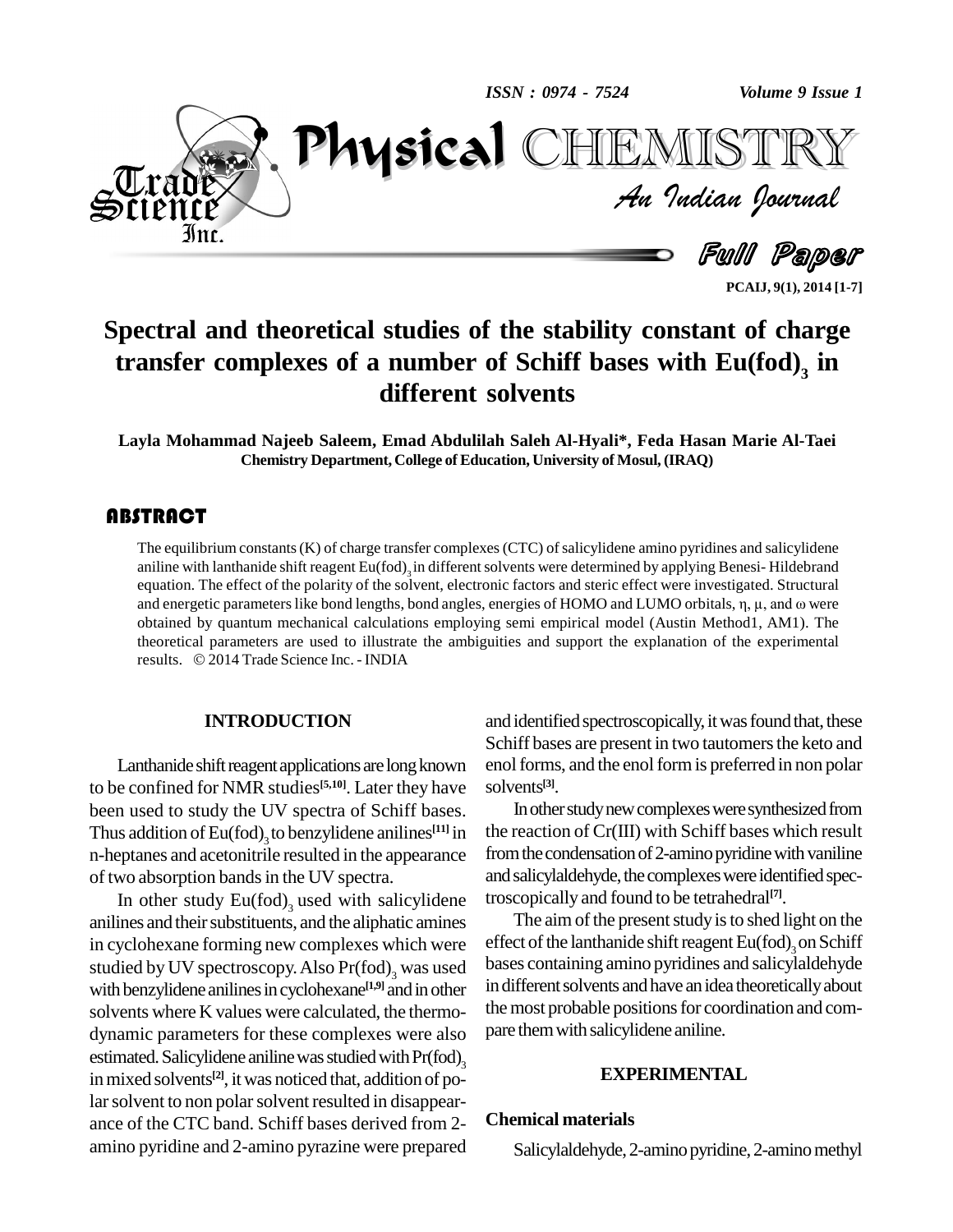# Spectral and theoretical studies of the stability constant of charge transfer complexes of a number of Schiff bases with $Eu(fod)_3$ in different solvents

**Layla Mohammad Najeeb Saleem, Emad Abdulilah Saleh Al-Hyali\*, Feda Hasan Marie Al-Taei**
**Chemistry Department, College of Education, University of Mosul, (IRAQ)**

## ABSTRACT

The equilibrium constants (K) of charge transfer complexes (CTC) of salicylidene amino pyridines and salicylidene aniline with lanthanide shift reagent $Eu(fod)_3$ in different solvents were determined by applying Benesi- Hildebrand equation. The effect of the polarity of the solvent, electronic factors and steric effect were investigated. Structural and energetic parameters like bond lengths, bond angles, energies of HOMO and LUMO orbitals, $\eta$, $\mu$, and $\omega$ were obtained by quantum mechanical calculations employing semi empirical model (Austin Method1, AM1). The theoretical parameters are used to illustrate the ambiguities and support the explanation of the experimental results. © 2014 Trade Science Inc. - INDIA

## INTRODUCTION

Lanthanide shift reagent applications are long known to be confined for NMR studies[5,10]. Later they have been used to study the UV spectra of Schiff bases. Thus addition of $Eu(fod)_3$ to benzylidene anilines[11] in n-heptanes and acetonitrile resulted in the appearance of two absorption bands in the UV spectra.

In other study $Eu(fod)_3$ used with salicylidene anilines and their substituents, and the aliphatic amines in cyclohexane forming new complexes which were studied by UV spectroscopy. Also $Pr(fod)_3$ was used with benzylidene anilines in cyclohexane[1,9] and in other solvents where K values were calculated, the thermodynamic parameters for these complexes were also estimated. Salicylidene aniline was studied with $Pr(fod)_3$ in mixed solvents[2], it was noticed that, addition of polar solvent to non polar solvent resulted in disappearance of the CTC band. Schiff bases derived from 2-amino pyridine and 2-amino pyrazine were prepared and identified spectroscopically, it was found that, these Schiff bases are present in two tautomers the keto and enol forms, and the enol form is preferred in non polar solvents[3].

In other study new complexes were synthesized from the reaction of Cr(III) with Schiff bases which result from the condensation of 2-amino pyridine with vaniline and salicylaldehyde, the complexes were identified spectroscopically and found to be tetrahedral[7].

The aim of the present study is to shed light on the effect of the lanthanide shift reagent $Eu(fod)_3$ on Schiff bases containing amino pyridines and salicylaldehyde in different solvents and have an idea theoretically about the most probable positions for coordination and compare them with salicylidene aniline.

## EXPERIMENTAL

### Chemical materials

Salicylaldehyde, 2-amino pyridine, 2-amino methyl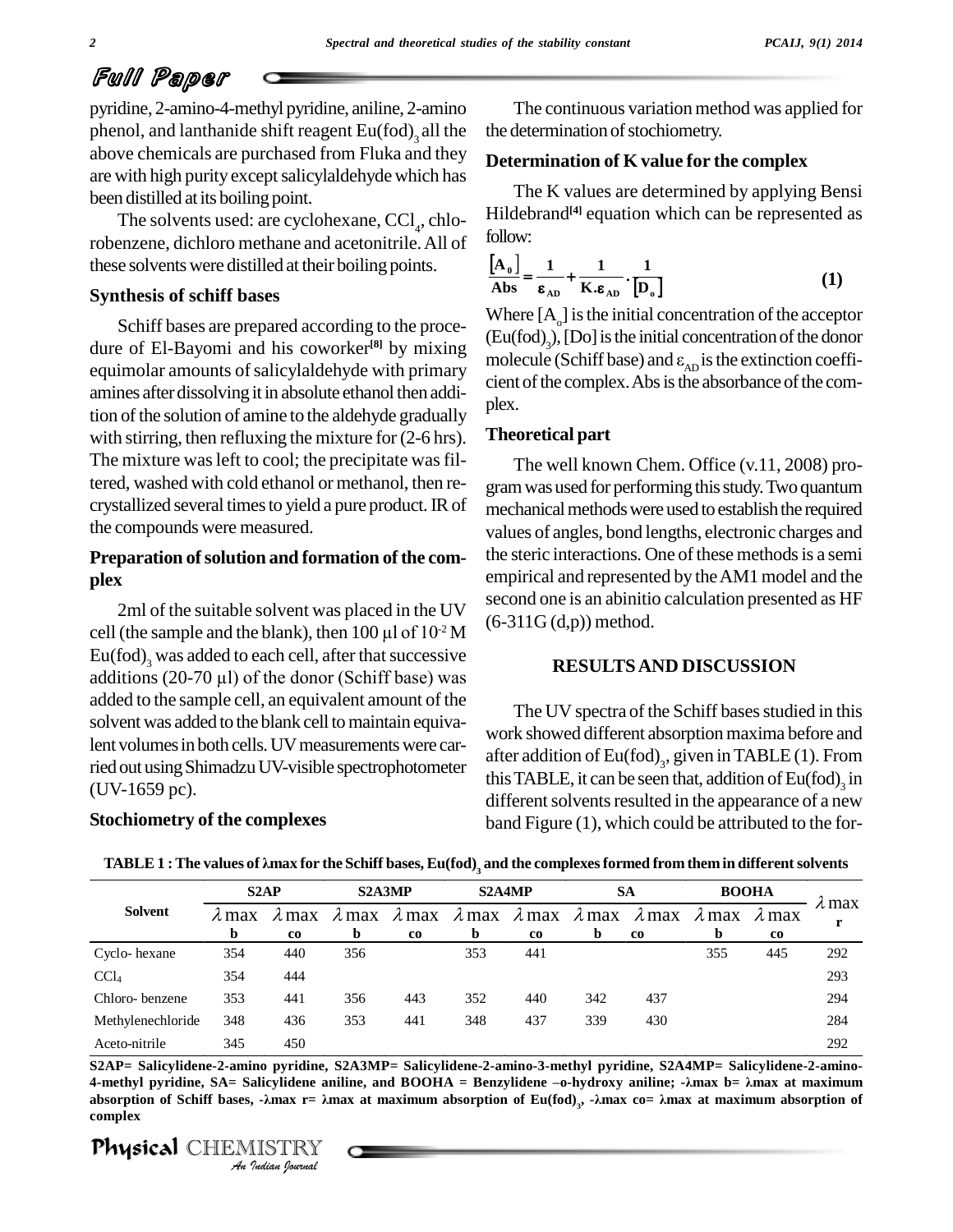pyridine, 2-amino-4-methyl pyridine, aniline, 2-amino phenol, and lanthanide shift reagent $Eu(fod)_3$ all the above chemicals are purchased from Fluka and they are with high purity except salicylaldehyde which has been distilled at its boiling point.

The solvents used: are cyclohexane, $CCl_4$, chlorobenzene, dichloro methane and acetonitrile. All of these solvents were distilled at their boiling points.

### Synthesis of schiff bases

Schiff bases are prepared according to the procedure of El-Bayomi and his coworker[8] by mixing equimolar amounts of salicylaldehyde with primary amines after dissolving it in absolute ethanol then addition of the solution of amine to the aldehyde gradually with stirring, then refluxing the mixture for (2-6 hrs). The mixture was left to cool; the precipitate was filtered, washed with cold ethanol or methanol, then recrystallized several times to yield a pure product. IR of the compounds were measured.

### Preparation of solution and formation of the complex

2ml of the suitable solvent was placed in the UV cell (the sample and the blank), then 100 μl of $10^{-2}$ M $Eu(fod)_3$ was added to each cell, after that successive additions (20-70 μl) of the donor (Schiff base) was added to the sample cell, an equivalent amount of the solvent was added to the blank cell to maintain equivalent volumes in both cells. UV measurements were carried out using Shimadzu UV-visible spectrophotometer (UV-1659 pc).

### Stochiometry of the complexes

The continuous variation method was applied for the determination of stochiometry.

### Determination of K value for the complex

The K values are determined by applying Bensi Hildebrand[4] equation which can be represented as follow:

$$\frac{[A_0]}{Abs} = \frac{1}{\varepsilon_{AD}} + \frac{1}{K.\varepsilon_{AD}} \cdot \frac{1}{[D_o]} \qquad (1)$$

Where $[A_o]$ is the initial concentration of the acceptor ($Eu(fod)_3$), [Do] is the initial concentration of the donor molecule (Schiff base) and $\varepsilon_{AD}$ is the extinction coefficient of the complex. Abs is the absorbance of the complex.

### Theoretical part

The well known Chem. Office (v.11, 2008) program was used for performing this study. Two quantum mechanical methods were used to establish the required values of angles, bond lengths, electronic charges and the steric interactions. One of these methods is a semi empirical and represented by the AM1 model and the second one is an abinitio calculation presented as HF (6-311G (d,p)) method.

## RESULTS AND DISCUSSION

The UV spectra of the Schiff bases studied in this work showed different absorption maxima before and after addition of $Eu(fod)_3$, given in TABLE (1). From this TABLE, it can be seen that, addition of $Eu(fod)_3$ in different solvents resulted in the appearance of a new band Figure (1), which could be attributed to the for-

**TABLE 1 : The values of λmax for the Schiff bases, $Eu(fod)_3$ and the complexes formed from them in different solvents**

| Solvent | S2AP | | S2A3MP | | S2A4MP | | SA | | BOOHA | | λ max r |
|---|---|---|---|---|---|---|---|---|---|---|---|
| | λ max b | λ max co | λ max b | λ max co | λ max b | λ max co | λ max b | λ max co | λ max b | λ max co | |
| Cyclo- hexane | 354 | 440 | 356 | | 353 | 441 | | | 355 | 445 | 292 |
| $CCl_4$ | 354 | 444 | | | | | | | | | 293 |
| Chloro- benzene | 353 | 441 | 356 | 443 | 352 | 440 | 342 | 437 | | | 294 |
| Methylenechloride | 348 | 436 | 353 | 441 | 348 | 437 | 339 | 430 | | | 284 |
| Aceto-nitrile | 345 | 450 | | | | | | | | | 292 |

**S2AP= Salicylidene-2-amino pyridine, S2A3MP= Salicylidene-2-amino-3-methyl pyridine, S2A4MP= Salicylidene-2-amino-4-methyl pyridine, SA= Salicylidene aniline, and BOOHA = Benzylidene –o-hydroxy aniline; -λmax b= λmax at maximum absorption of Schiff bases, -λmax r= λmax at maximum absorption of $Eu(fod)_3$, -λmax co= λmax at maximum absorption of complex**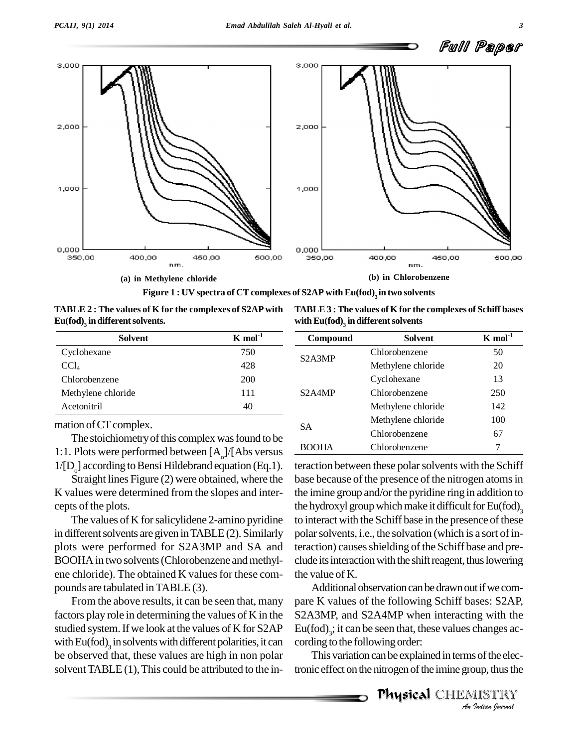(a) in Methylene chloride

(b) in Chlorobenzene

Figure 1 : UV spectra of CT complexes of S2AP with $Eu(fod)_3$ in two solvents

**TABLE 2 : The values of K for the complexes of S2AP with $Eu(fod)_3$ in different solvents.**

| Solvent | K $mol^{-1}$ |
|---|---|
| Cyclohexane | 750 |
| $CCl_4$ | 428 |
| Chlorobenzene | 200 |
| Methylene chloride | 111 |
| Acetonitril | 40 |

**TABLE 3 : The values of K for the complexes of Schiff bases with $Eu(fod)_3$ in different solvents**

| Compound | Solvent | K $mol^{-1}$ |
|---|---|---|
| S2A3MP | Chlorobenzene | 50 |
| | Methylene chloride | 20 |
| | Cyclohexane | 13 |
| S2A4MP | Chlorobenzene | 250 |
| | Methylene chloride | 142 |
| SA | Methylene chloride | 100 |
| | Chlorobenzene | 67 |
| BOOHA | Chlorobenzene | 7 |

mation of CT complex.

The stoichiometry of this complex was found to be 1:1. Plots were performed between $[A_o]$/[Abs versus $1/[D_o]$ according to Bensi Hildebrand equation (Eq.1).

Straight lines Figure (2) were obtained, where the K values were determined from the slopes and intercepts of the plots.

The values of K for salicylidene 2-amino pyridine in different solvents are given in TABLE (2). Similarly plots were performed for S2A3MP and SA and BOOHA in two solvents (Chlorobenzene and methylene chloride). The obtained K values for these compounds are tabulated in TABLE (3).

From the above results, it can be seen that, many factors play role in determining the values of K in the studied system. If we look at the values of K for S2AP with $Eu(fod)_3$ in solvents with different polarities, it can be observed that, these values are high in non polar solvent TABLE (1), This could be attributed to the interaction between these polar solvents with the Schiff base because of the presence of the nitrogen atoms in the imine group and/or the pyridine ring in addition to the hydroxyl group which make it difficult for $Eu(fod)_3$ to interact with the Schiff base in the presence of these polar solvents, i.e., the solvation (which is a sort of interaction) causes shielding of the Schiff base and preclude its interaction with the shift reagent, thus lowering the value of K.

Additional observation can be drawn out if we compare K values of the following Schiff bases: S2AP, S2A3MP, and S2A4MP when interacting with the $Eu(fod)_3$; it can be seen that, these values changes according to the following order:

This variation can be explained in terms of the electronic effect on the nitrogen of the imine group, thus the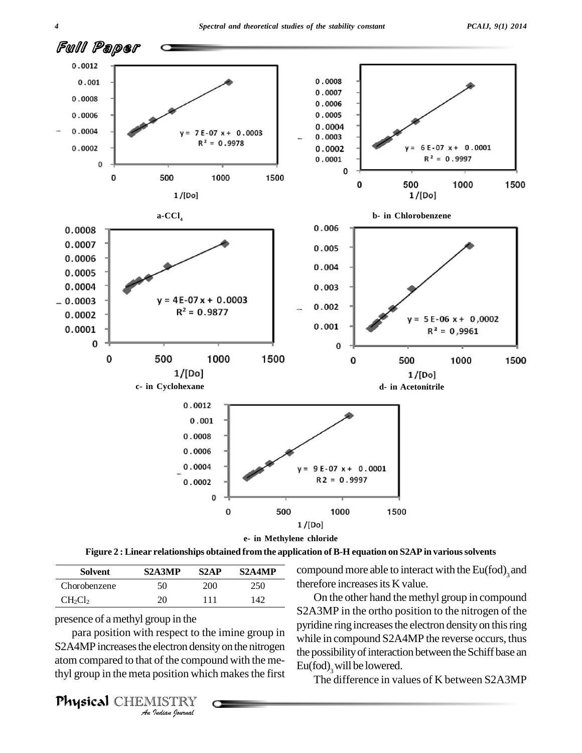a-$CCl_4$

b- in Chlorobenzene

c- in Cyclohexane

d- in Acetonitrile

e- in Methylene chloride

**Figure 2 : Linear relationships obtained from the application of B-H equation on S2AP in various solvents**

| Solvent | S2A3MP | S2AP | S2A4MP |
|---|---|---|---|
| Chorobenzene | 50 | 200 | 250 |
| $CH_2Cl_2$ | 20 | 111 | 142 |

presence of a methyl group in the

para position with respect to the imine group in S2A4MP increases the electron density on the nitrogen atom compared to that of the compound with the methyl group in the meta position which makes the first compound more able to interact with the $Eu(fod)_3$ and therefore increases its K value.

On the other hand the methyl group in compound S2A3MP in the ortho position to the nitrogen of the pyridine ring increases the electron density on this ring while in compound S2A4MP the reverse occurs, thus the possibility of interaction between the Schiff base an $Eu(fod)_3$ will be lowered.

The difference in values of K between S2A3MP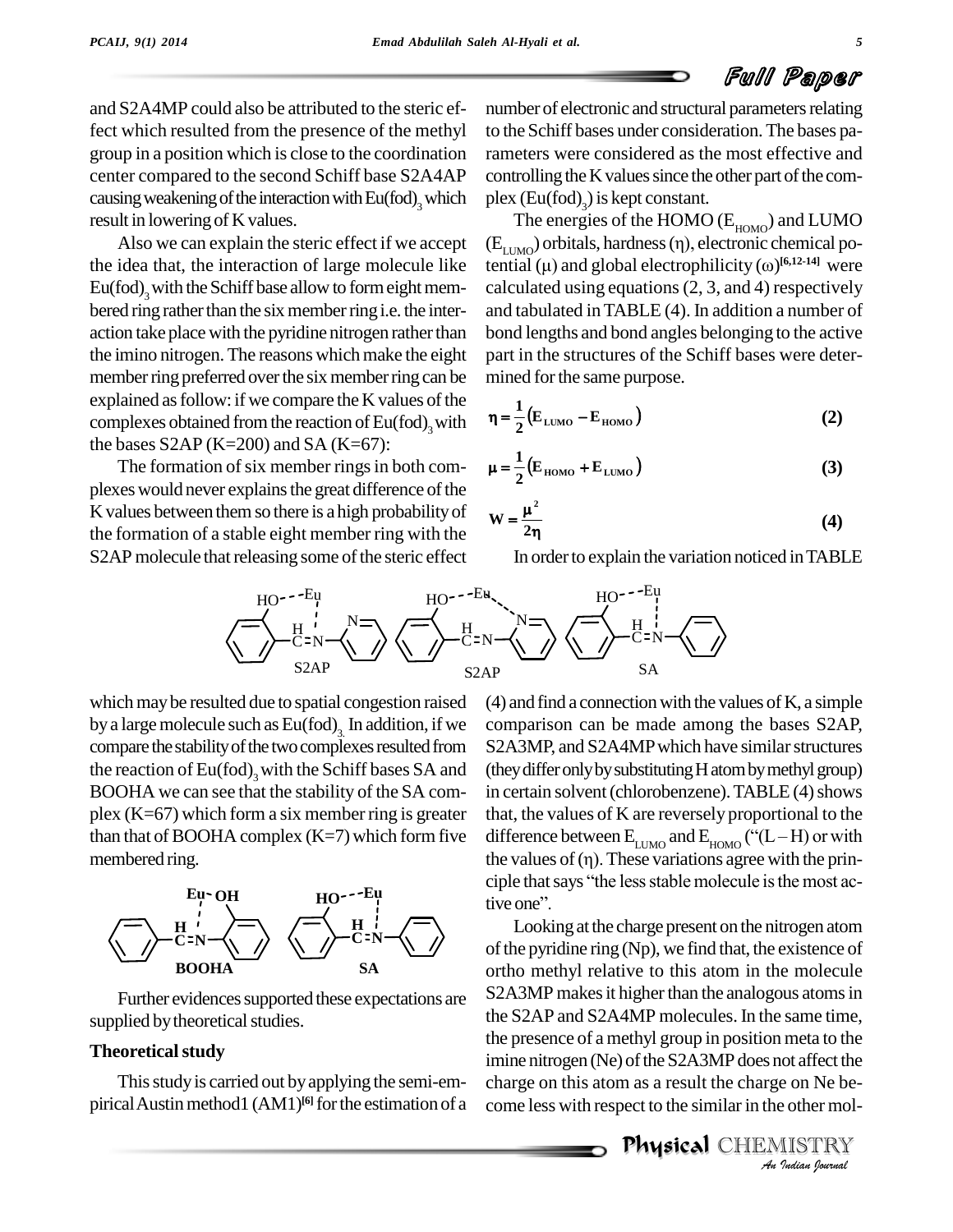and S2A4MP could also be attributed to the steric effect which resulted from the presence of the methyl group in a position which is close to the coordination center compared to the second Schiff base S2A4AP causing weakening of the interaction with $Eu(fod)_3$ which result in lowering of K values.

Also we can explain the steric effect if we accept the idea that, the interaction of large molecule like $Eu(fod)_3$ with the Schiff base allow to form eight membered ring rather than the six member ring i.e. the interaction take place with the pyridine nitrogen rather than the imino nitrogen. The reasons which make the eight member ring preferred over the six member ring can be explained as follow: if we compare the K values of the complexes obtained from the reaction of $Eu(fod)_3$ with the bases S2AP (K=200) and SA (K=67):

The formation of six member rings in both complexes would never explains the great difference of the K values between them so there is a high probability of the formation of a stable eight member ring with the S2AP molecule that releasing some of the steric effect which may be resulted due to spatial congestion raised by a large molecule such as $Eu(fod)_3$. In addition, if we compare the stability of the two complexes resulted from the reaction of $Eu(fod)_3$ with the Schiff bases SA and BOOHA we can see that the stability of the SA complex (K=67) which form a six member ring is greater than that of BOOHA complex (K=7) which form five membered ring.

Further evidences supported these expectations are supplied by theoretical studies.

## Theoretical study

This study is carried out by applying the semi-empirical Austin method1 (AM1)[6] for the estimation of a number of electronic and structural parameters relating to the Schiff bases under consideration. The bases parameters were considered as the most effective and controlling the K values since the other part of the complex ($Eu(fod)_3$) is kept constant.

The energies of the HOMO ($E_{HOMO}$) and LUMO ($E_{LUMO}$) orbitals, hardness ($\eta$), electronic chemical potential ($\mu$) and global electrophilicity ($\omega$)[6,12-14] were calculated using equations (2, 3, and 4) respectively and tabulated in TABLE (4). In addition a number of bond lengths and bond angles belonging to the active part in the structures of the Schiff bases were determined for the same purpose.

$$\eta = \frac{1}{2}\left(E_{LUMO} - E_{HOMO}\right) \tag{2}$$

$$\mu = \frac{1}{2}\left(E_{HOMO} + E_{LUMO}\right) \tag{3}$$

$$W = \frac{\mu^2}{2\eta} \tag{4}$$

In order to explain the variation noticed in TABLE (4) and find a connection with the values of K, a simple comparison can be made among the bases S2AP, S2A3MP, and S2A4MP which have similar structures (they differ only by substituting H atom by methyl group) in certain solvent (chlorobenzene). TABLE (4) shows that, the values of K are reversely proportional to the difference between $E_{LUMO}$ and $E_{HOMO}$ ("(L – H) or with the values of ($\eta$). These variations agree with the principle that says "the less stable molecule is the most active one".

Looking at the charge present on the nitrogen atom of the pyridine ring (Np), we find that, the existence of ortho methyl relative to this atom in the molecule S2A3MP makes it higher than the analogous atoms in the S2AP and S2A4MP molecules. In the same time, the presence of a methyl group in position meta to the imine nitrogen (Ne) of the S2A3MP does not affect the charge on this atom as a result the charge on Ne become less with respect to the similar in the other mol-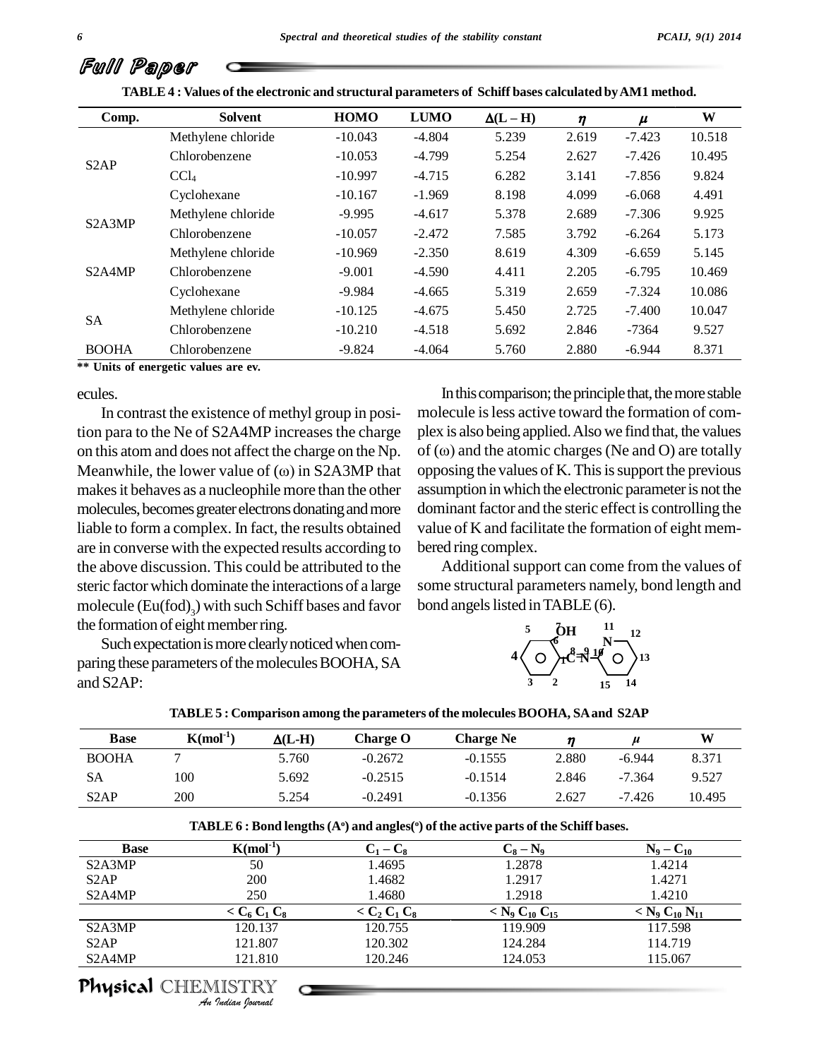**TABLE 4 : Values of the electronic and structural parameters of Schiff bases calculated by AM1 method.**

| Comp. | Solvent | HOMO | LUMO | Δ(L – H) | η | μ | W |
|---|---|---|---|---|---|---|---|
| S2AP | Methylene chloride | -10.043 | -4.804 | 5.239 | 2.619 | -7.423 | 10.518 |
| | Chlorobenzene | -10.053 | -4.799 | 5.254 | 2.627 | -7.426 | 10.495 |
| | $CCl_4$ | -10.997 | -4.715 | 6.282 | 3.141 | -7.856 | 9.824 |
| S2A3MP | Cyclohexane | -10.167 | -1.969 | 8.198 | 4.099 | -6.068 | 4.491 |
| | Methylene chloride | -9.995 | -4.617 | 5.378 | 2.689 | -7.306 | 9.925 |
| | Chlorobenzene | -10.057 | -2.472 | 7.585 | 3.792 | -6.264 | 5.173 |
| S2A4MP | Methylene chloride | -10.969 | -2.350 | 8.619 | 4.309 | -6.659 | 5.145 |
| | Chlorobenzene | -9.001 | -4.590 | 4.411 | 2.205 | -6.795 | 10.469 |
| | Cyclohexane | -9.984 | -4.665 | 5.319 | 2.659 | -7.324 | 10.086 |
| SA | Methylene chloride | -10.125 | -4.675 | 5.450 | 2.725 | -7.400 | 10.047 |
| | Chlorobenzene | -10.210 | -4.518 | 5.692 | 2.846 | -7364 | 9.527 |
| BOOHA | Chlorobenzene | -9.824 | -4.064 | 5.760 | 2.880 | -6.944 | 8.371 |

** Units of energetic values are ev.

ecules.

In contrast the existence of methyl group in position para to the Ne of S2A4MP increases the charge on this atom and does not affect the charge on the Np. Meanwhile, the lower value of (ω) in S2A3MP that makes it behaves as a nucleophile more than the other molecules, becomes greater electrons donating and more liable to form a complex. In fact, the results obtained are in converse with the expected results according to the above discussion. This could be attributed to the steric factor which dominate the interactions of a large molecule ($Eu(fod)_3$) with such Schiff bases and favor the formation of eight member ring.

Such expectation is more clearly noticed when comparing these parameters of the molecules BOOHA, SA and S2AP:

In this comparison; the principle that, the more stable molecule is less active toward the formation of complex is also being applied. Also we find that, the values of (ω) and the atomic charges (Ne and O) are totally opposing the values of K. This is support the previous assumption in which the electronic parameter is not the dominant factor and the steric effect is controlling the value of K and facilitate the formation of eight membered ring complex.

Additional support can come from the values of some structural parameters namely, bond length and bond angels listed in TABLE (6).

**TABLE 5 : Comparison among the parameters of the molecules BOOHA, SA and S2AP**

| Base | K($mol^{-1}$) | Δ(L-H) | Charge O | Charge Ne | η | μ | W |
|---|---|---|---|---|---|---|---|
| BOOHA | 7 | 5.760 | -0.2672 | -0.1555 | 2.880 | -6.944 | 8.371 |
| SA | 100 | 5.692 | -0.2515 | -0.1514 | 2.846 | -7.364 | 9.527 |
| S2AP | 200 | 5.254 | -0.2491 | -0.1356 | 2.627 | -7.426 | 10.495 |

**TABLE 6 : Bond lengths (A°) and angles(°) of the active parts of the Schiff bases.**

| Base | K($mol^{-1}$) | $C_1 – C_8$ | $C_8 – N_9$ | $N_9 – C_{10}$ |
|---|---|---|---|---|
| S2A3MP | 50 | 1.4695 | 1.2878 | 1.4214 |
| S2AP | 200 | 1.4682 | 1.2917 | 1.4271 |
| S2A4MP | 250 | 1.4680 | 1.2918 | 1.4210 |
| | < $C_6$ $C_1$ $C_8$ | < $C_2$ $C_1$ $C_8$ | < $N_9$ $C_{10}$ $C_{15}$ | < $N_9$ $C_{10}$ $N_{11}$ |
| S2A3MP | 120.137 | 120.755 | 119.909 | 117.598 |
| S2AP | 121.807 | 120.302 | 124.284 | 114.719 |
| S2A4MP | 121.810 | 120.246 | 124.053 | 115.067 |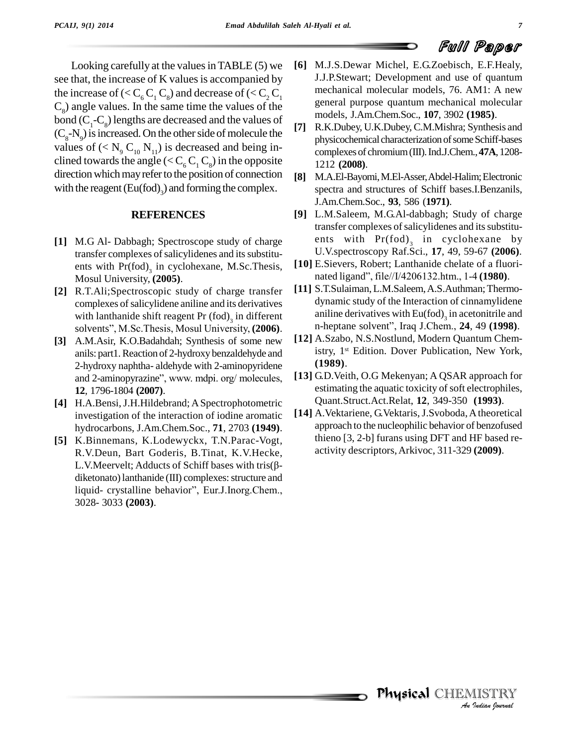Looking carefully at the values in TABLE (5) we see that, the increase of K values is accompanied by the increase of ($< C_6 C_1 C_8$) and decrease of ($< C_2 C_1 C_8$) angle values. In the same time the values of the bond ($C_1$-$C_8$) lengths are decreased and the values of ($C_8$-$N_9$) is increased. On the other side of molecule the values of ($< N_9 C_{10} N_{11}$) is decreased and being inclined towards the angle ($< C_6 C_1 C_8$) in the opposite direction which may refer to the position of connection with the reagent ($Eu(fod)_3$) and forming the complex.

## REFERENCES

**[1]** M.G Al- Dabbagh; Spectroscope study of charge transfer complexes of salicylidenes and its substituents with $Pr(fod)_3$ in cyclohexane, M.Sc.Thesis, Mosul University, **(2005)**.

**[2]** R.T.Ali;Spectroscopic study of charge transfer complexes of salicylidene aniline and its derivatives with lanthanide shift reagent Pr $(fod)_3$ in different solvents", M.Sc.Thesis, Mosul University, **(2006)**.

**[3]** A.M.Asir, K.O.Badahdah; Synthesis of some new anils: part1. Reaction of 2-hydroxy benzaldehyde and 2-hydroxy naphtha- aldehyde with 2-aminopyridene and 2-aminopyrazine", www. mdpi. org/ molecules, **12**, 1796-1804 **(2007)**.

**[4]** H.A.Bensi, J.H.Hildebrand; A Spectrophotometric investigation of the interaction of iodine aromatic hydrocarbons, J.Am.Chem.Soc., **71**, 2703 **(1949)**.

**[5]** K.Binnemans, K.Lodewyckx, T.N.Parac-Vogt, R.V.Deun, Bart Goderis, B.Tinat, K.V.Hecke, L.V.Meervelt; Adducts of Schiff bases with tris(β-diketonato) lanthanide (III) complexes: structure and liquid- crystalline behavior", Eur.J.Inorg.Chem., 3028- 3033 **(2003)**.

**[6]** M.J.S.Dewar Michel, E.G.Zoebisch, E.F.Healy, J.J.P.Stewart; Development and use of quantum mechanical molecular models, 76. AM1: A new general purpose quantum mechanical molecular models, J.Am.Chem.Soc., **107**, 3902 **(1985)**.

**[7]** R.K.Dubey, U.K.Dubey, C.M.Mishra; Synthesis and physicochemical characterization of some Schiff-bases complexes of chromium (III). Ind.J.Chem., **47A**, 1208-1212 **(2008)**.

**[8]** M.A.El-Bayomi, M.El-Asser, Abdel-Halim; Electronic spectra and structures of Schiff bases.I.Benzanils, J.Am.Chem.Soc., **93**, 586 (**1971)**.

**[9]** L.M.Saleem, M.G.Al-dabbagh; Study of charge transfer complexes of salicylidenes and its substituents with $Pr(fod)_3$ in cyclohexane by U.V.spectroscopy Raf.Sci., **17**, 49, 59-67 **(2006)**.

**[10]** E.Sievers, Robert; Lanthanide chelate of a fluorinated ligand", file//I/4206132.htm., 1-4 **(1980)**.

**[11]** S.T.Sulaiman, L.M.Saleem, A.S.Authman; Thermodynamic study of the Interaction of cinnamylidene aniline derivatives with $Eu(fod)_3$ in acetonitrile and n-heptane solvent", Iraq J.Chem., **24**, 49 **(1998)**.

**[12]** A.Szabo, N.S.Nostlund, Modern Quantum Chemistry, 1st Edition. Dover Publication, New York, **(1989)**.

**[13]** G.D.Veith, O.G Mekenyan; A QSAR approach for estimating the aquatic toxicity of soft electrophiles, Quant.Struct.Act.Relat, **12**, 349-350 **(1993)**.

**[14]** A.Vektariene, G.Vektaris, J.Svoboda, A theoretical approach to the nucleophilic behavior of benzofused thieno [3, 2-b] furans using DFT and HF based reactivity descriptors, Arkivoc, 311-329 **(2009)**.